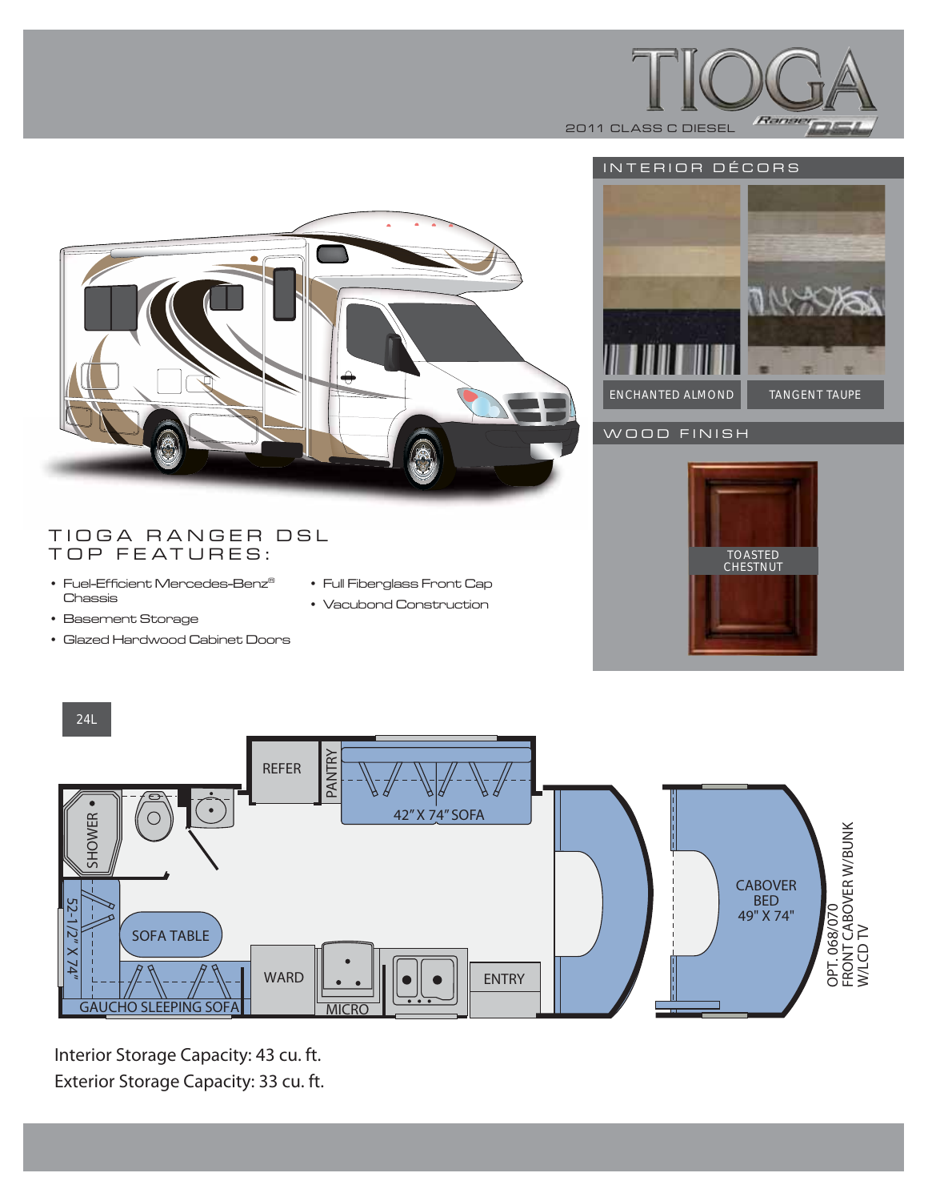# TIOGA

2011 CLASS C DIESEL

Ranger DSL

## INTERIOR DÉCORS

ENCHANTED ALMOND

TANGENT TAUPE

## WOOD FINISH

TOASTED CHESTNUT

## TIOGA RANGER DSL TOP FEATURES:

- Fuel-Efficient Mercedes-Benz® Chassis
- Basement Storage
- Glazed Hardwood Cabinet Doors
- Full Fiberglass Front Cap
- Vacubond Construction

24L

REFER

PANTRY

42" X 74" SOFA

SHOWER

52-1/2" X 74"

SOFA TABLE

GAUCHO SLEEPING SOFA

WARD

MICRO

ENTRY

CABOVER BED 49" X 74"

OPT. 068/070 FRONT CABOVER W/BUNK W/LCD TV

Interior Storage Capacity: 43 cu. ft.

Exterior Storage Capacity: 33 cu. ft.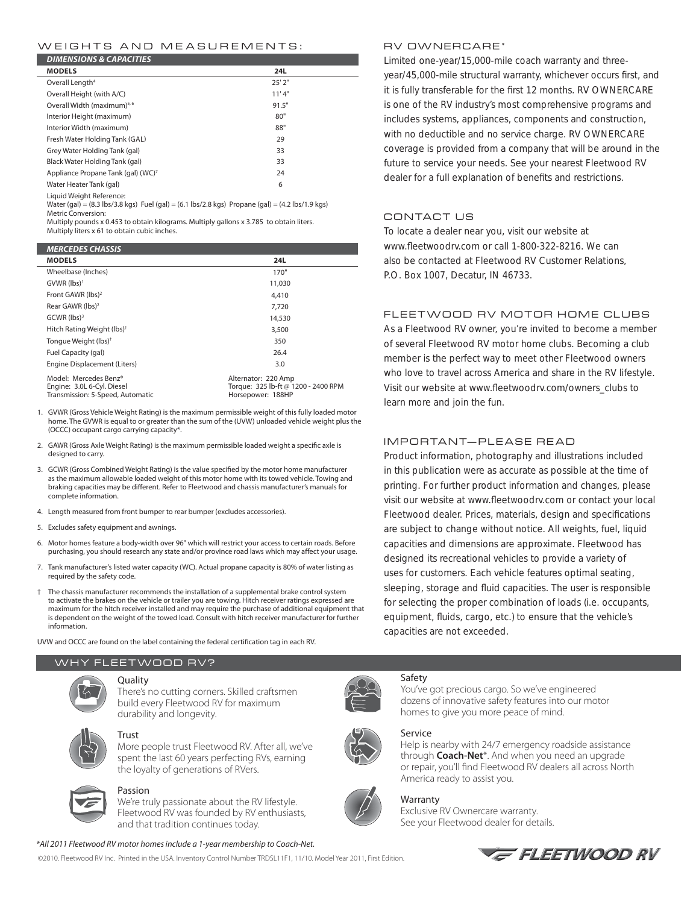## WEIGHTS AND MEASUREMENTS:

| *DIMENSIONS & CAPACITIES* | |
|---|---|
| **MODELS** | **24L** |
| Overall Length[4] | 25' 2" |
| Overall Height (with A/C) | 11' 4" |
| Overall Width (maximum)[5, 6] | 91.5" |
| Interior Height (maximum) | 80" |
| Interior Width (maximum) | 88" |
| Fresh Water Holding Tank (GAL) | 29 |
| Grey Water Holding Tank (gal) | 33 |
| Black Water Holding Tank (gal) | 33 |
| Appliance Propane Tank (gal) (WC)[7] | 24 |
| Water Heater Tank (gal) | 6 |

Liquid Weight Reference:
Water (gal) = (8.3 lbs/3.8 kgs) Fuel (gal) = (6.1 lbs/2.8 kgs) Propane (gal) = (4.2 lbs/1.9 kgs)
Metric Conversion:
Multiply pounds x 0.453 to obtain kilograms. Multiply gallons x 3.785 to obtain liters.
Multiply liters x 61 to obtain cubic inches.

| *MERCEDES CHASSIS* | |
|---|---|
| **MODELS** | **24L** |
| Wheelbase (Inches) | 170" |
| GVWR (lbs)[1] | 11,030 |
| Front GAWR (lbs)[2] | 4,410 |
| Rear GAWR (lbs)[2] | 7,720 |
| GCWR (lbs)[3] | 14,530 |
| Hitch Rating Weight (lbs)[†] | 3,500 |
| Tongue Weight (lbs)[†] | 350 |
| Fuel Capacity (gal) | 26.4 |
| Engine Displacement (Liters) | 3.0 |
| Model: Mercedes Benz® Engine: 3.0L 6-Cyl. Diesel Transmission: 5-Speed, Automatic | Alternator: 220 Amp Torque: 325 lb-ft @ 1200 - 2400 RPM Horsepower: 188HP |

1. GVWR (Gross Vehicle Weight Rating) is the maximum permissible weight of this fully loaded motor home. The GVWR is equal to or greater than the sum of the (UVW) unloaded vehicle weight plus the (OCCC) occupant cargo carrying capacity*.
2. GAWR (Gross Axle Weight Rating) is the maximum permissible loaded weight a specific axle is designed to carry.
3. GCWR (Gross Combined Weight Rating) is the value specified by the motor home manufacturer as the maximum allowable loaded weight of this motor home with its towed vehicle. Towing and braking capacities may be different. Refer to Fleetwood and chassis manufacturer's manuals for complete information.
4. Length measured from front bumper to rear bumper (excludes accessories).
5. Excludes safety equipment and awnings.
6. Motor homes feature a body-width over 96" which will restrict your access to certain roads. Before purchasing, you should research any state and/or province road laws which may affect your usage.
7. Tank manufacturer's listed water capacity (WC). Actual propane capacity is 80% of water listing as required by the safety code.

† The chassis manufacturer recommends the installation of a supplemental brake control system to activate the brakes on the vehicle or trailer you are towing. Hitch receiver ratings expressed are maximum for the hitch receiver installed and may require the purchase of additional equipment that is dependent on the weight of the towed load. Consult with hitch receiver manufacturer for further information.

UVW and OCCC are found on the label containing the federal certification tag in each RV.

## RV OWNERCARE*

Limited one-year/15,000-mile coach warranty and three-year/45,000-mile structural warranty, whichever occurs first, and it is fully transferable for the first 12 months. RV OWNERCARE is one of the RV industry's most comprehensive programs and includes systems, appliances, components and construction, with no deductible and no service charge. RV OWNERCARE coverage is provided from a company that will be around in the future to service your needs. See your nearest Fleetwood RV dealer for a full explanation of benefits and restrictions.

## CONTACT US

To locate a dealer near you, visit our website at www.fleetwoodrv.com or call 1-800-322-8216. We can also be contacted at Fleetwood RV Customer Relations, P.O. Box 1007, Decatur, IN 46733.

## FLEETWOOD RV MOTOR HOME CLUBS

As a Fleetwood RV owner, you're invited to become a member of several Fleetwood RV motor home clubs. Becoming a club member is the perfect way to meet other Fleetwood owners who love to travel across America and share in the RV lifestyle. Visit our website at www.fleetwoodrv.com/owners_clubs to learn more and join the fun.

## IMPORTANT—PLEASE READ

Product information, photography and illustrations included in this publication were as accurate as possible at the time of printing. For further product information and changes, please visit our website at www.fleetwoodrv.com or contact your local Fleetwood dealer. Prices, materials, design and specifications are subject to change without notice. All weights, fuel, liquid capacities and dimensions are approximate. Fleetwood has designed its recreational vehicles to provide a variety of uses for customers. Each vehicle features optimal seating, sleeping, storage and fluid capacities. The user is responsible for selecting the proper combination of loads (i.e. occupants, equipment, fluids, cargo, etc.) to ensure that the vehicle's capacities are not exceeded.

## WHY FLEETWOOD RV?

**Quality**
There's no cutting corners. Skilled craftsmen build every Fleetwood RV for maximum durability and longevity.

**Trust**
More people trust Fleetwood RV. After all, we've spent the last 60 years perfecting RVs, earning the loyalty of generations of RVers.

**Passion**
We're truly passionate about the RV lifestyle. Fleetwood RV was founded by RV enthusiasts, and that tradition continues today.

**Safety**
You've got precious cargo. So we've engineered dozens of innovative safety features into our motor homes to give you more peace of mind.

**Service**
Help is nearby with 24/7 emergency roadside assistance through **Coach-Net***. And when you need an upgrade or repair, you'll find Fleetwood RV dealers all across North America ready to assist you.

**Warranty**
Exclusive RV Ownercare warranty. See your Fleetwood dealer for details.

*\*All 2011 Fleetwood RV motor homes include a 1-year membership to Coach-Net.*

©2010. Fleetwood RV Inc. Printed in the USA. Inventory Control Number TRDSL11F1, 11/10. Model Year 2011, First Edition.

FLEETWOOD RV